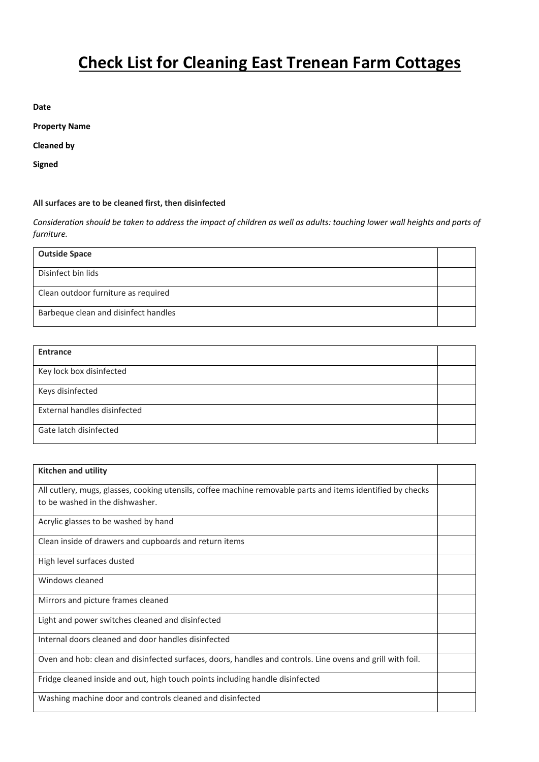# Check List for Cleaning East Trenean Farm Cottages

**Date**

**Property Name**

**Cleaned by**

**Signed**

**All surfaces are to be cleaned first, then disinfected**

*Consideration should be taken to address the impact of children as well as adults: touching lower wall heights and parts of furniture.*

| **Outside Space** | |
|---|---|
| Disinfect bin lids | |
| Clean outdoor furniture as required | |
| Barbeque clean and disinfect handles | |

| **Entrance** | |
|---|---|
| Key lock box disinfected | |
| Keys disinfected | |
| External handles disinfected | |
| Gate latch disinfected | |

| **Kitchen and utility** | |
|---|---|
| All cutlery, mugs, glasses, cooking utensils, coffee machine removable parts and items identified by checks to be washed in the dishwasher. | |
| Acrylic glasses to be washed by hand | |
| Clean inside of drawers and cupboards and return items | |
| High level surfaces dusted | |
| Windows cleaned | |
| Mirrors and picture frames cleaned | |
| Light and power switches cleaned and disinfected | |
| Internal doors cleaned and door handles disinfected | |
| Oven and hob: clean and disinfected surfaces, doors, handles and controls. Line ovens and grill with foil. | |
| Fridge cleaned inside and out, high touch points including handle disinfected | |
| Washing machine door and controls cleaned and disinfected | |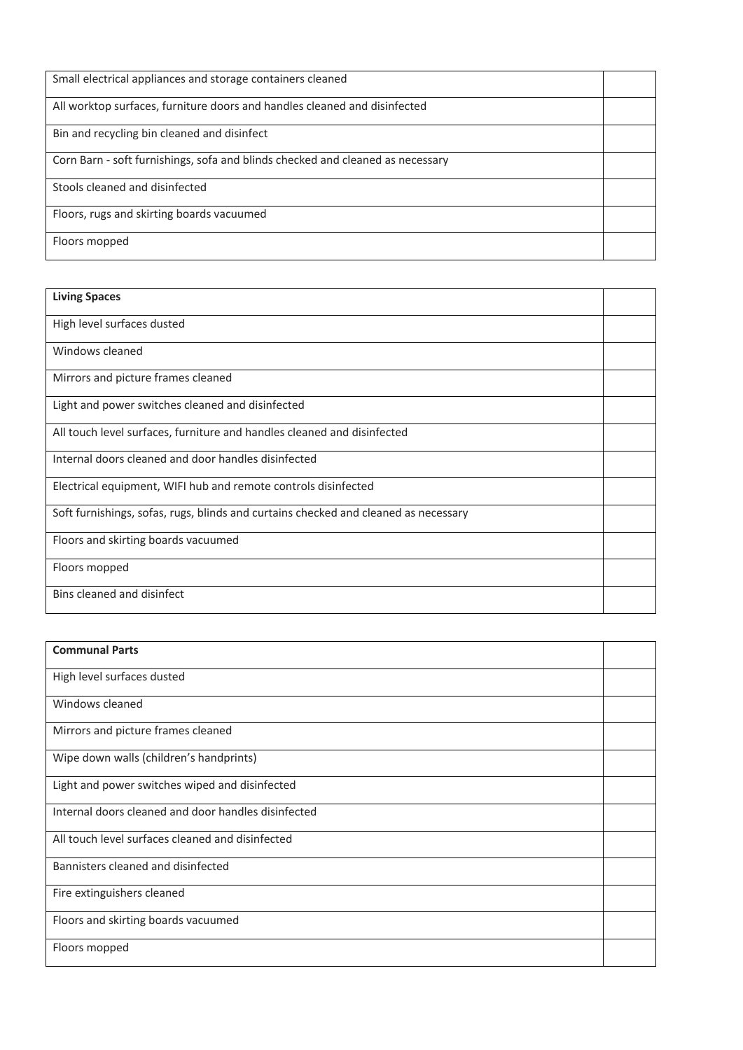| Small electrical appliances and storage containers cleaned | |
|---|---|
| All worktop surfaces, furniture doors and handles cleaned and disinfected | |
| Bin and recycling bin cleaned and disinfect | |
| Corn Barn - soft furnishings, sofa and blinds checked and cleaned as necessary | |
| Stools cleaned and disinfected | |
| Floors, rugs and skirting boards vacuumed | |
| Floors mopped | |

| **Living Spaces** | |
|---|---|
| High level surfaces dusted | |
| Windows cleaned | |
| Mirrors and picture frames cleaned | |
| Light and power switches cleaned and disinfected | |
| All touch level surfaces, furniture and handles cleaned and disinfected | |
| Internal doors cleaned and door handles disinfected | |
| Electrical equipment, WIFI hub and remote controls disinfected | |
| Soft furnishings, sofas, rugs, blinds and curtains checked and cleaned as necessary | |
| Floors and skirting boards vacuumed | |
| Floors mopped | |
| Bins cleaned and disinfect | |

| **Communal Parts** | |
|---|---|
| High level surfaces dusted | |
| Windows cleaned | |
| Mirrors and picture frames cleaned | |
| Wipe down walls (children's handprints) | |
| Light and power switches wiped and disinfected | |
| Internal doors cleaned and door handles disinfected | |
| All touch level surfaces cleaned and disinfected | |
| Bannisters cleaned and disinfected | |
| Fire extinguishers cleaned | |
| Floors and skirting boards vacuumed | |
| Floors mopped | |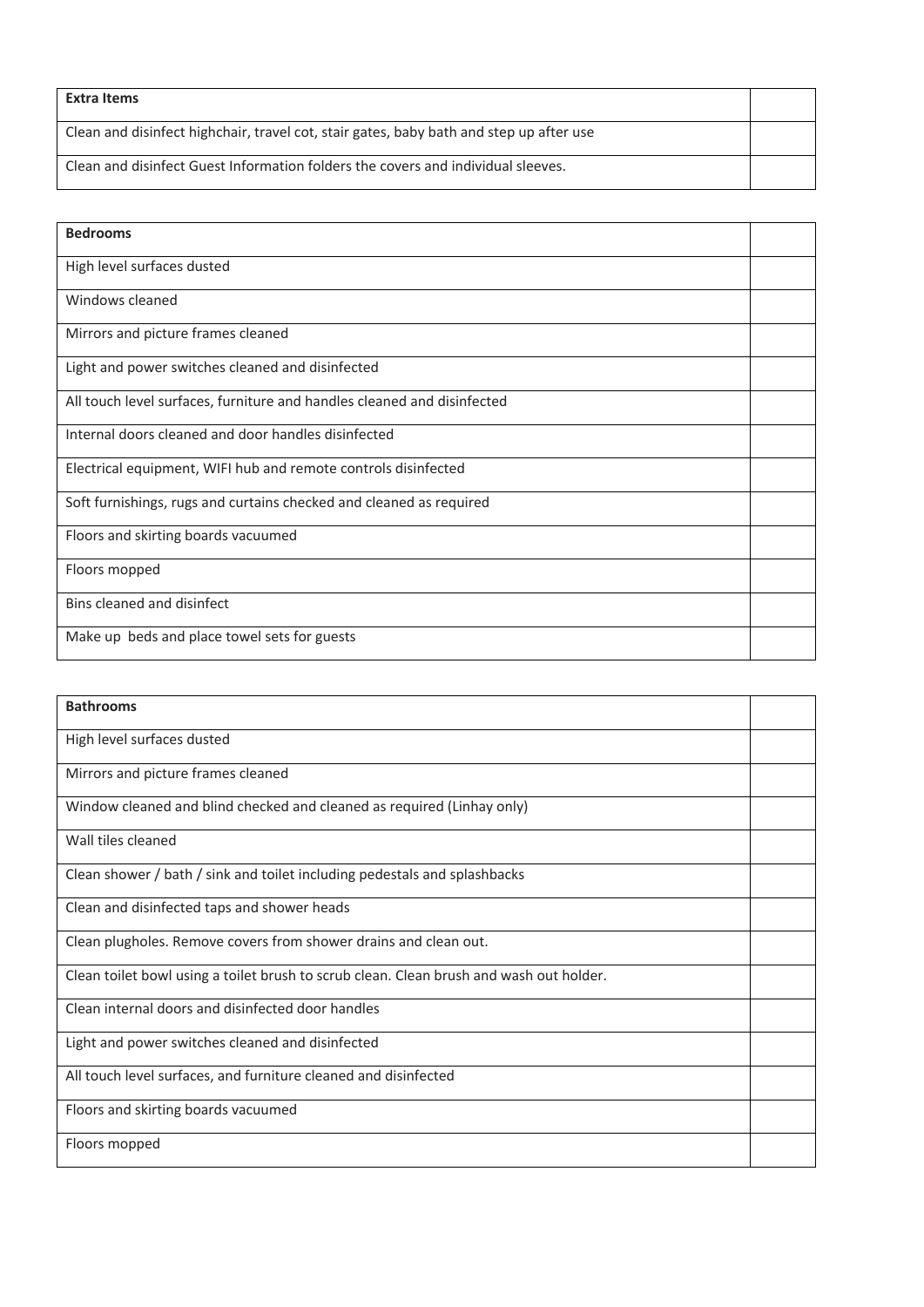| Extra Items | |
|---|---|
| Clean and disinfect highchair, travel cot, stair gates, baby bath and step up after use | |
| Clean and disinfect Guest Information folders the covers and individual sleeves. | |

| Bedrooms | |
|---|---|
| High level surfaces dusted | |
| Windows cleaned | |
| Mirrors and picture frames cleaned | |
| Light and power switches cleaned and disinfected | |
| All touch level surfaces, furniture and handles cleaned and disinfected | |
| Internal doors cleaned and door handles disinfected | |
| Electrical equipment, WIFI hub and remote controls disinfected | |
| Soft furnishings, rugs and curtains checked and cleaned as required | |
| Floors and skirting boards vacuumed | |
| Floors mopped | |
| Bins cleaned and disinfect | |
| Make up beds and place towel sets for guests | |

| Bathrooms | |
|---|---|
| High level surfaces dusted | |
| Mirrors and picture frames cleaned | |
| Window cleaned and blind checked and cleaned as required (Linhay only) | |
| Wall tiles cleaned | |
| Clean shower / bath / sink and toilet including pedestals and splashbacks | |
| Clean and disinfected taps and shower heads | |
| Clean plugholes. Remove covers from shower drains and clean out. | |
| Clean toilet bowl using a toilet brush to scrub clean. Clean brush and wash out holder. | |
| Clean internal doors and disinfected door handles | |
| Light and power switches cleaned and disinfected | |
| All touch level surfaces, and furniture cleaned and disinfected | |
| Floors and skirting boards vacuumed | |
| Floors mopped | |